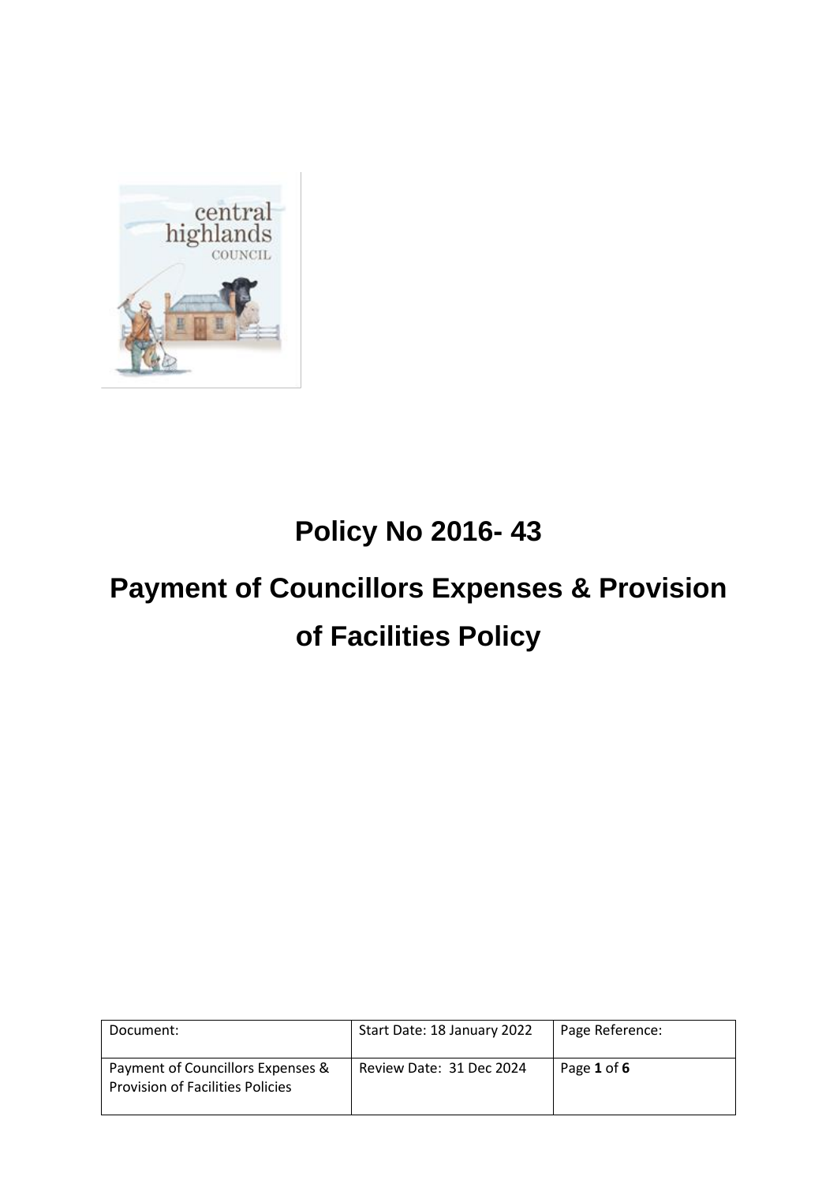# Policy No 2016- 43

# Payment of Councillors Expenses & Provision of Facilities Policy

| Document: | Start Date: 18 January 2022 | Page Reference: |
|---|---|---|
| Payment of Councillors Expenses & Provision of Facilities Policies | Review Date: 31 Dec 2024 | Page **1** of **6** |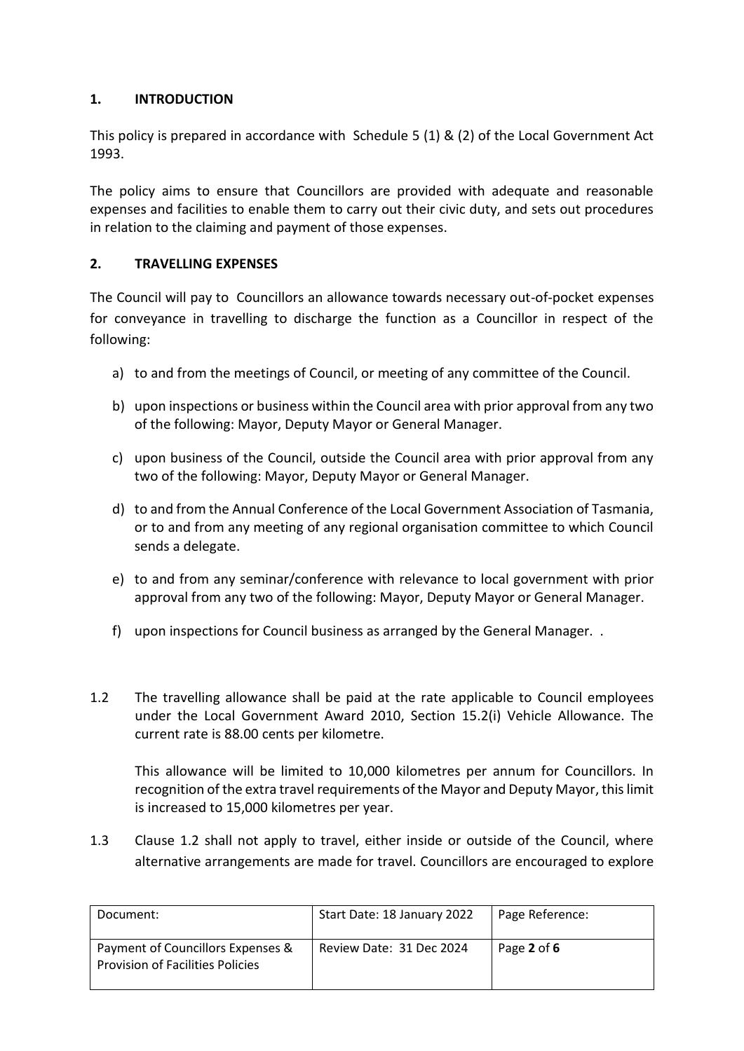## 1. INTRODUCTION

This policy is prepared in accordance with Schedule 5 (1) & (2) of the Local Government Act 1993.

The policy aims to ensure that Councillors are provided with adequate and reasonable expenses and facilities to enable them to carry out their civic duty, and sets out procedures in relation to the claiming and payment of those expenses.

## 2. TRAVELLING EXPENSES

The Council will pay to Councillors an allowance towards necessary out-of-pocket expenses for conveyance in travelling to discharge the function as a Councillor in respect of the following:

a) to and from the meetings of Council, or meeting of any committee of the Council.

b) upon inspections or business within the Council area with prior approval from any two of the following: Mayor, Deputy Mayor or General Manager.

c) upon business of the Council, outside the Council area with prior approval from any two of the following: Mayor, Deputy Mayor or General Manager.

d) to and from the Annual Conference of the Local Government Association of Tasmania, or to and from any meeting of any regional organisation committee to which Council sends a delegate.

e) to and from any seminar/conference with relevance to local government with prior approval from any two of the following: Mayor, Deputy Mayor or General Manager.

f) upon inspections for Council business as arranged by the General Manager. .

1.2 The travelling allowance shall be paid at the rate applicable to Council employees under the Local Government Award 2010, Section 15.2(i) Vehicle Allowance. The current rate is 88.00 cents per kilometre.

This allowance will be limited to 10,000 kilometres per annum for Councillors. In recognition of the extra travel requirements of the Mayor and Deputy Mayor, this limit is increased to 15,000 kilometres per year.

1.3 Clause 1.2 shall not apply to travel, either inside or outside of the Council, where alternative arrangements are made for travel. Councillors are encouraged to explore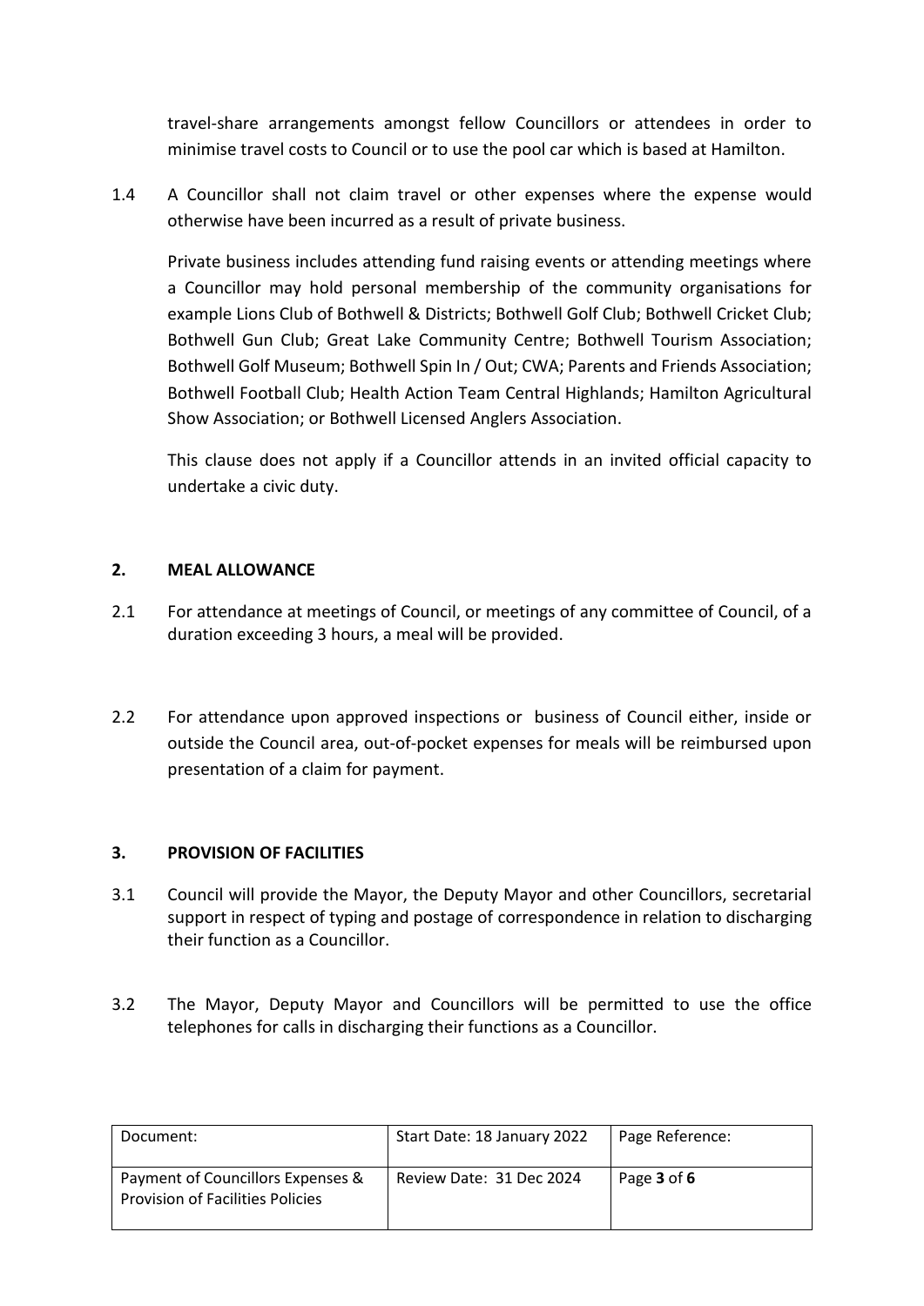travel-share arrangements amongst fellow Councillors or attendees in order to minimise travel costs to Council or to use the pool car which is based at Hamilton.

1.4 A Councillor shall not claim travel or other expenses where the expense would otherwise have been incurred as a result of private business.

Private business includes attending fund raising events or attending meetings where a Councillor may hold personal membership of the community organisations for example Lions Club of Bothwell & Districts; Bothwell Golf Club; Bothwell Cricket Club; Bothwell Gun Club; Great Lake Community Centre; Bothwell Tourism Association; Bothwell Golf Museum; Bothwell Spin In / Out; CWA; Parents and Friends Association; Bothwell Football Club; Health Action Team Central Highlands; Hamilton Agricultural Show Association; or Bothwell Licensed Anglers Association.

This clause does not apply if a Councillor attends in an invited official capacity to undertake a civic duty.

## 2. MEAL ALLOWANCE

2.1 For attendance at meetings of Council, or meetings of any committee of Council, of a duration exceeding 3 hours, a meal will be provided.

2.2 For attendance upon approved inspections or business of Council either, inside or outside the Council area, out-of-pocket expenses for meals will be reimbursed upon presentation of a claim for payment.

## 3. PROVISION OF FACILITIES

3.1 Council will provide the Mayor, the Deputy Mayor and other Councillors, secretarial support in respect of typing and postage of correspondence in relation to discharging their function as a Councillor.

3.2 The Mayor, Deputy Mayor and Councillors will be permitted to use the office telephones for calls in discharging their functions as a Councillor.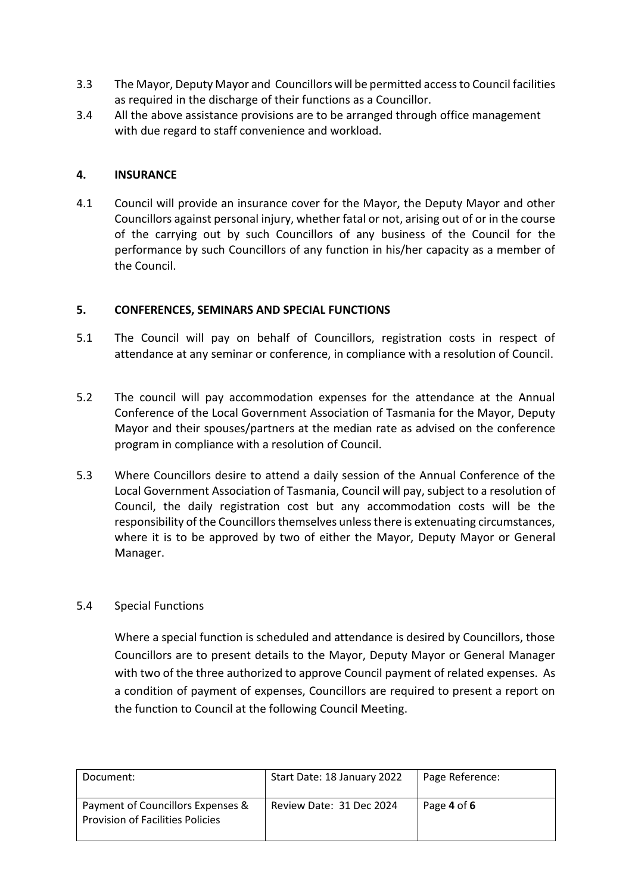3.3 The Mayor, Deputy Mayor and Councillors will be permitted access to Council facilities as required in the discharge of their functions as a Councillor.

3.4 All the above assistance provisions are to be arranged through office management with due regard to staff convenience and workload.

## 4. INSURANCE

4.1 Council will provide an insurance cover for the Mayor, the Deputy Mayor and other Councillors against personal injury, whether fatal or not, arising out of or in the course of the carrying out by such Councillors of any business of the Council for the performance by such Councillors of any function in his/her capacity as a member of the Council.

## 5. CONFERENCES, SEMINARS AND SPECIAL FUNCTIONS

5.1 The Council will pay on behalf of Councillors, registration costs in respect of attendance at any seminar or conference, in compliance with a resolution of Council.

5.2 The council will pay accommodation expenses for the attendance at the Annual Conference of the Local Government Association of Tasmania for the Mayor, Deputy Mayor and their spouses/partners at the median rate as advised on the conference program in compliance with a resolution of Council.

5.3 Where Councillors desire to attend a daily session of the Annual Conference of the Local Government Association of Tasmania, Council will pay, subject to a resolution of Council, the daily registration cost but any accommodation costs will be the responsibility of the Councillors themselves unless there is extenuating circumstances, where it is to be approved by two of either the Mayor, Deputy Mayor or General Manager.

5.4 Special Functions

Where a special function is scheduled and attendance is desired by Councillors, those Councillors are to present details to the Mayor, Deputy Mayor or General Manager with two of the three authorized to approve Council payment of related expenses. As a condition of payment of expenses, Councillors are required to present a report on the function to Council at the following Council Meeting.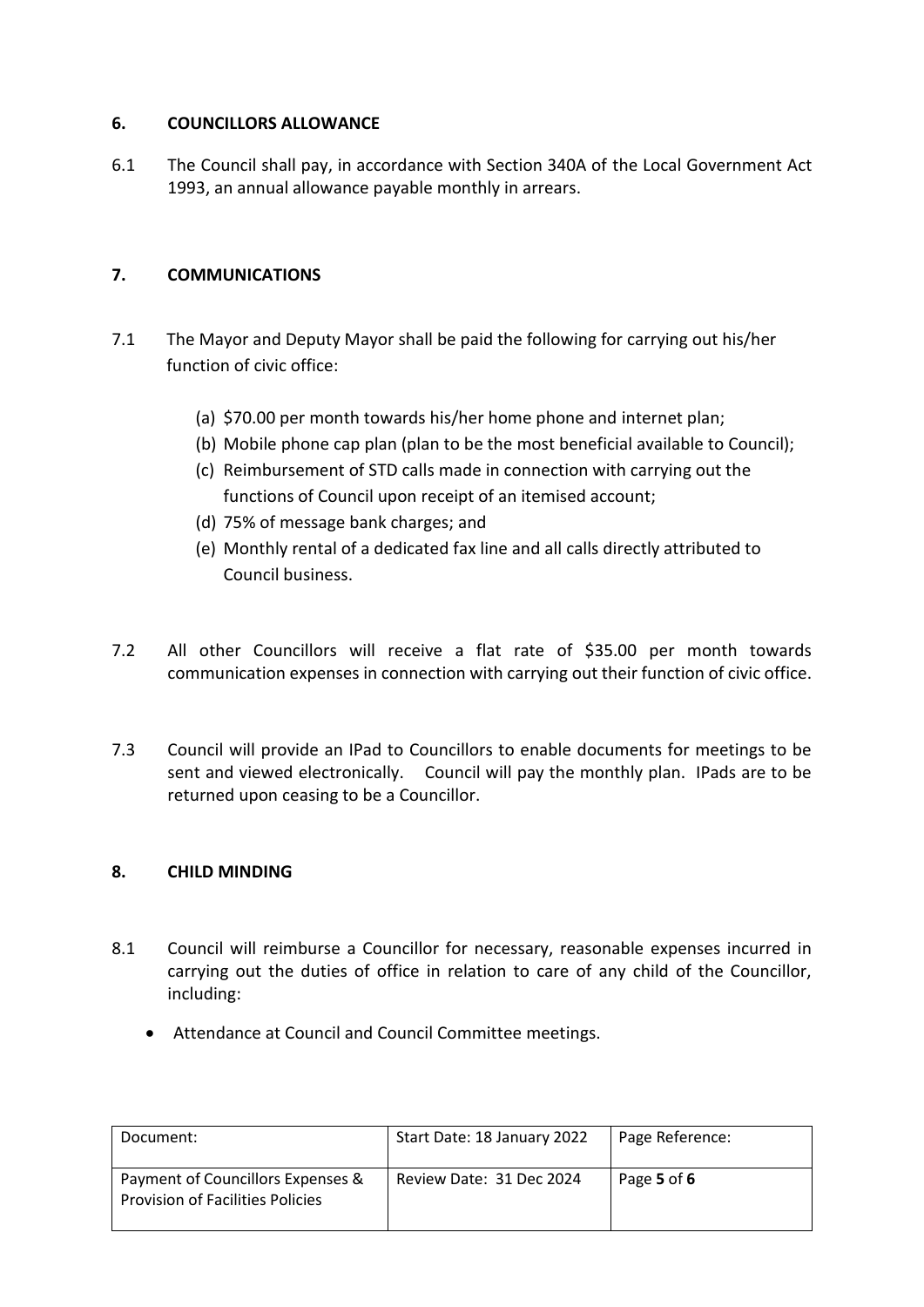## 6. COUNCILLORS ALLOWANCE

6.1 The Council shall pay, in accordance with Section 340A of the Local Government Act 1993, an annual allowance payable monthly in arrears.

## 7. COMMUNICATIONS

7.1 The Mayor and Deputy Mayor shall be paid the following for carrying out his/her function of civic office:

(a) $70.00 per month towards his/her home phone and internet plan;
(b) Mobile phone cap plan (plan to be the most beneficial available to Council);
(c) Reimbursement of STD calls made in connection with carrying out the functions of Council upon receipt of an itemised account;
(d) 75% of message bank charges; and
(e) Monthly rental of a dedicated fax line and all calls directly attributed to Council business.

7.2 All other Councillors will receive a flat rate of $35.00 per month towards communication expenses in connection with carrying out their function of civic office.

7.3 Council will provide an IPad to Councillors to enable documents for meetings to be sent and viewed electronically. Council will pay the monthly plan. IPads are to be returned upon ceasing to be a Councillor.

## 8. CHILD MINDING

8.1 Council will reimburse a Councillor for necessary, reasonable expenses incurred in carrying out the duties of office in relation to care of any child of the Councillor, including:

- Attendance at Council and Council Committee meetings.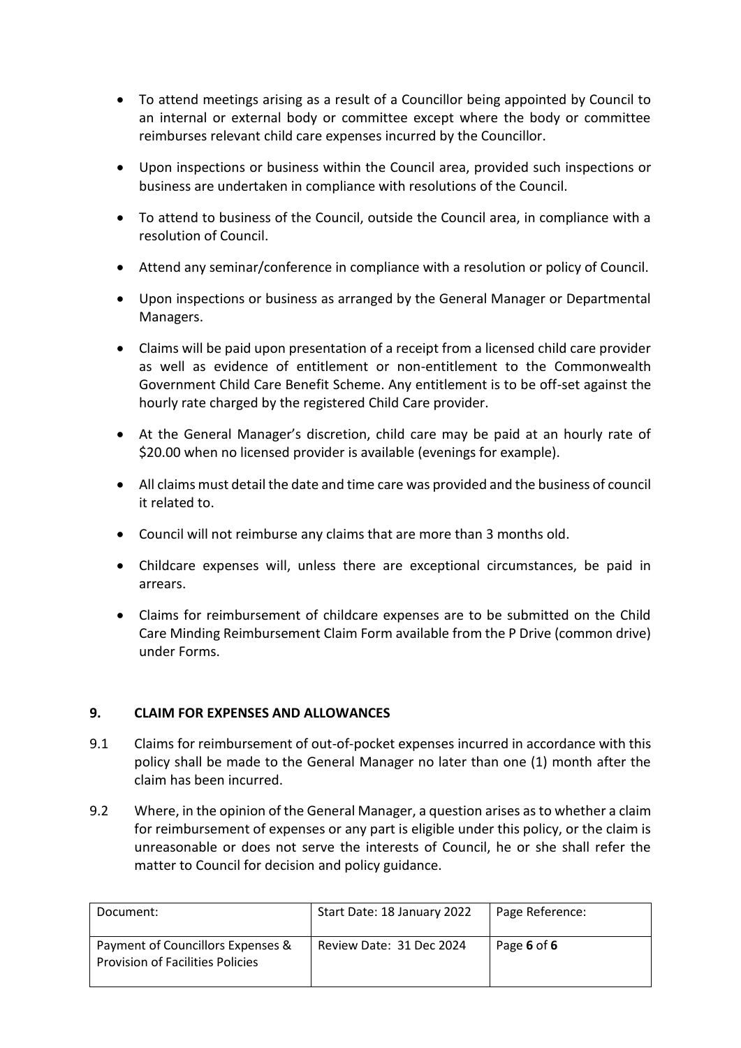- To attend meetings arising as a result of a Councillor being appointed by Council to an internal or external body or committee except where the body or committee reimburses relevant child care expenses incurred by the Councillor.

- Upon inspections or business within the Council area, provided such inspections or business are undertaken in compliance with resolutions of the Council.

- To attend to business of the Council, outside the Council area, in compliance with a resolution of Council.

- Attend any seminar/conference in compliance with a resolution or policy of Council.

- Upon inspections or business as arranged by the General Manager or Departmental Managers.

- Claims will be paid upon presentation of a receipt from a licensed child care provider as well as evidence of entitlement or non-entitlement to the Commonwealth Government Child Care Benefit Scheme. Any entitlement is to be off-set against the hourly rate charged by the registered Child Care provider.

- At the General Manager's discretion, child care may be paid at an hourly rate of $20.00 when no licensed provider is available (evenings for example).

- All claims must detail the date and time care was provided and the business of council it related to.

- Council will not reimburse any claims that are more than 3 months old.

- Childcare expenses will, unless there are exceptional circumstances, be paid in arrears.

- Claims for reimbursement of childcare expenses are to be submitted on the Child Care Minding Reimbursement Claim Form available from the P Drive (common drive) under Forms.

## 9. CLAIM FOR EXPENSES AND ALLOWANCES

9.1 Claims for reimbursement of out-of-pocket expenses incurred in accordance with this policy shall be made to the General Manager no later than one (1) month after the claim has been incurred.

9.2 Where, in the opinion of the General Manager, a question arises as to whether a claim for reimbursement of expenses or any part is eligible under this policy, or the claim is unreasonable or does not serve the interests of Council, he or she shall refer the matter to Council for decision and policy guidance.